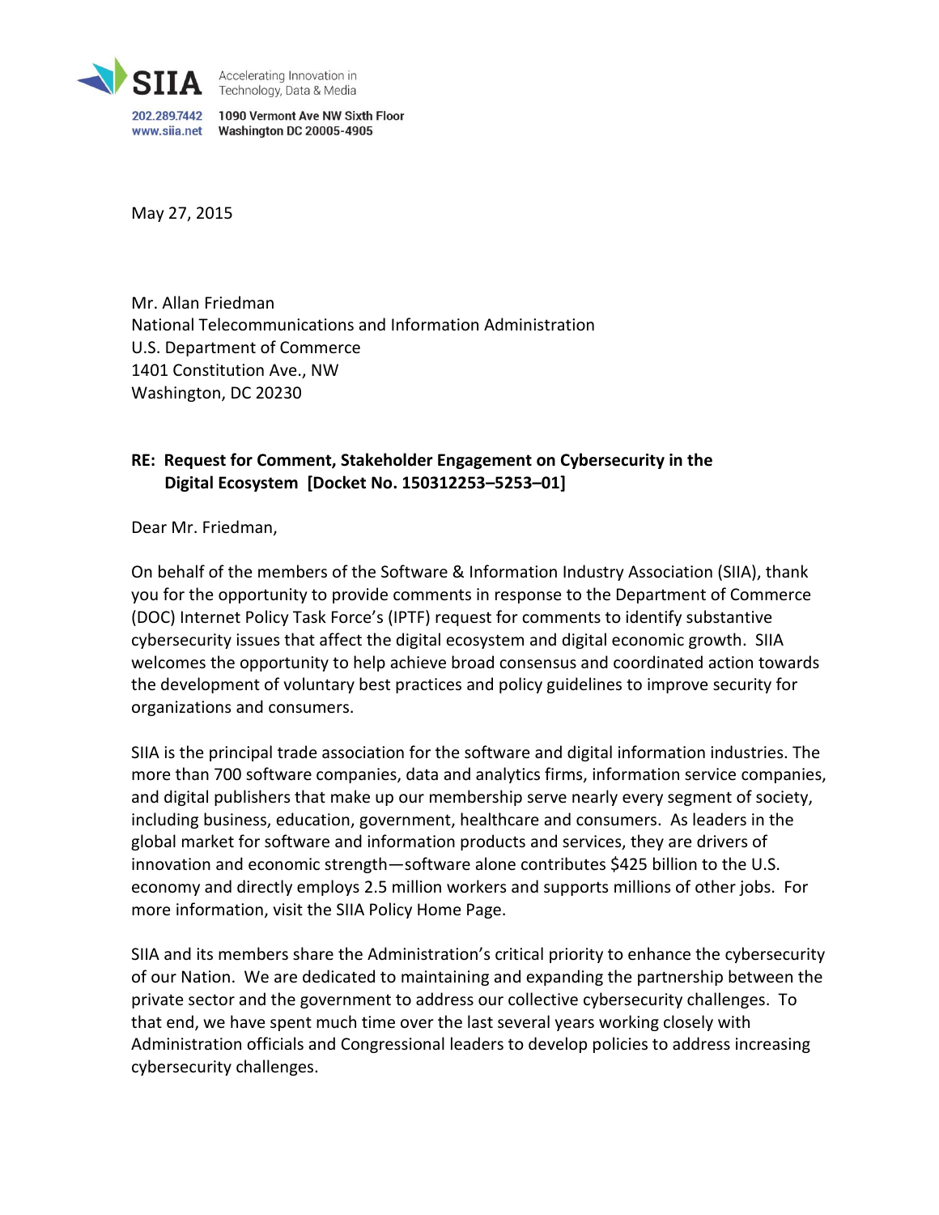SIIA Accelerating Innovation in Technology, Data & Media

202.289.7442 www.siia.net 1090 Vermont Ave NW Sixth Floor Washington DC 20005-4905

May 27, 2015

Mr. Allan Friedman
National Telecommunications and Information Administration
U.S. Department of Commerce
1401 Constitution Ave., NW
Washington, DC 20230

**RE: Request for Comment, Stakeholder Engagement on Cybersecurity in the Digital Ecosystem [Docket No. 150312253–5253–01]**

Dear Mr. Friedman,

On behalf of the members of the Software & Information Industry Association (SIIA), thank you for the opportunity to provide comments in response to the Department of Commerce (DOC) Internet Policy Task Force's (IPTF) request for comments to identify substantive cybersecurity issues that affect the digital ecosystem and digital economic growth. SIIA welcomes the opportunity to help achieve broad consensus and coordinated action towards the development of voluntary best practices and policy guidelines to improve security for organizations and consumers.

SIIA is the principal trade association for the software and digital information industries. The more than 700 software companies, data and analytics firms, information service companies, and digital publishers that make up our membership serve nearly every segment of society, including business, education, government, healthcare and consumers. As leaders in the global market for software and information products and services, they are drivers of innovation and economic strength—software alone contributes $425 billion to the U.S. economy and directly employs 2.5 million workers and supports millions of other jobs. For more information, visit the SIIA Policy Home Page.

SIIA and its members share the Administration's critical priority to enhance the cybersecurity of our Nation. We are dedicated to maintaining and expanding the partnership between the private sector and the government to address our collective cybersecurity challenges. To that end, we have spent much time over the last several years working closely with Administration officials and Congressional leaders to develop policies to address increasing cybersecurity challenges.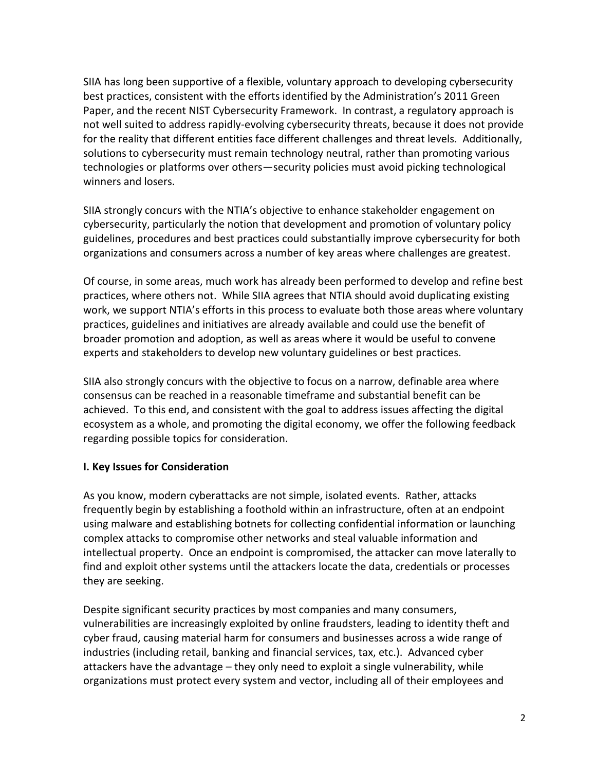SIIA has long been supportive of a flexible, voluntary approach to developing cybersecurity best practices, consistent with the efforts identified by the Administration's 2011 Green Paper, and the recent NIST Cybersecurity Framework. In contrast, a regulatory approach is not well suited to address rapidly-evolving cybersecurity threats, because it does not provide for the reality that different entities face different challenges and threat levels. Additionally, solutions to cybersecurity must remain technology neutral, rather than promoting various technologies or platforms over others—security policies must avoid picking technological winners and losers.

SIIA strongly concurs with the NTIA's objective to enhance stakeholder engagement on cybersecurity, particularly the notion that development and promotion of voluntary policy guidelines, procedures and best practices could substantially improve cybersecurity for both organizations and consumers across a number of key areas where challenges are greatest.

Of course, in some areas, much work has already been performed to develop and refine best practices, where others not. While SIIA agrees that NTIA should avoid duplicating existing work, we support NTIA's efforts in this process to evaluate both those areas where voluntary practices, guidelines and initiatives are already available and could use the benefit of broader promotion and adoption, as well as areas where it would be useful to convene experts and stakeholders to develop new voluntary guidelines or best practices.

SIIA also strongly concurs with the objective to focus on a narrow, definable area where consensus can be reached in a reasonable timeframe and substantial benefit can be achieved. To this end, and consistent with the goal to address issues affecting the digital ecosystem as a whole, and promoting the digital economy, we offer the following feedback regarding possible topics for consideration.

**I. Key Issues for Consideration**

As you know, modern cyberattacks are not simple, isolated events. Rather, attacks frequently begin by establishing a foothold within an infrastructure, often at an endpoint using malware and establishing botnets for collecting confidential information or launching complex attacks to compromise other networks and steal valuable information and intellectual property. Once an endpoint is compromised, the attacker can move laterally to find and exploit other systems until the attackers locate the data, credentials or processes they are seeking.

Despite significant security practices by most companies and many consumers, vulnerabilities are increasingly exploited by online fraudsters, leading to identity theft and cyber fraud, causing material harm for consumers and businesses across a wide range of industries (including retail, banking and financial services, tax, etc.). Advanced cyber attackers have the advantage – they only need to exploit a single vulnerability, while organizations must protect every system and vector, including all of their employees and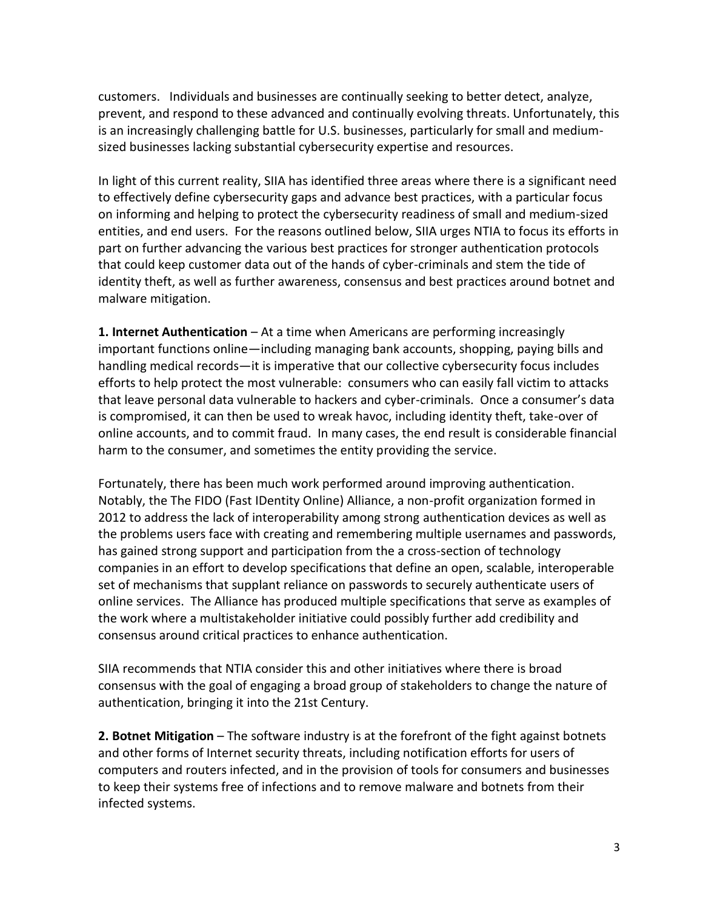customers. Individuals and businesses are continually seeking to better detect, analyze, prevent, and respond to these advanced and continually evolving threats. Unfortunately, this is an increasingly challenging battle for U.S. businesses, particularly for small and medium-sized businesses lacking substantial cybersecurity expertise and resources.

In light of this current reality, SIIA has identified three areas where there is a significant need to effectively define cybersecurity gaps and advance best practices, with a particular focus on informing and helping to protect the cybersecurity readiness of small and medium-sized entities, and end users. For the reasons outlined below, SIIA urges NTIA to focus its efforts in part on further advancing the various best practices for stronger authentication protocols that could keep customer data out of the hands of cyber-criminals and stem the tide of identity theft, as well as further awareness, consensus and best practices around botnet and malware mitigation.

**1. Internet Authentication** – At a time when Americans are performing increasingly important functions online—including managing bank accounts, shopping, paying bills and handling medical records—it is imperative that our collective cybersecurity focus includes efforts to help protect the most vulnerable: consumers who can easily fall victim to attacks that leave personal data vulnerable to hackers and cyber-criminals. Once a consumer's data is compromised, it can then be used to wreak havoc, including identity theft, take-over of online accounts, and to commit fraud. In many cases, the end result is considerable financial harm to the consumer, and sometimes the entity providing the service.

Fortunately, there has been much work performed around improving authentication. Notably, the The FIDO (Fast IDentity Online) Alliance, a non-profit organization formed in 2012 to address the lack of interoperability among strong authentication devices as well as the problems users face with creating and remembering multiple usernames and passwords, has gained strong support and participation from the a cross-section of technology companies in an effort to develop specifications that define an open, scalable, interoperable set of mechanisms that supplant reliance on passwords to securely authenticate users of online services. The Alliance has produced multiple specifications that serve as examples of the work where a multistakeholder initiative could possibly further add credibility and consensus around critical practices to enhance authentication.

SIIA recommends that NTIA consider this and other initiatives where there is broad consensus with the goal of engaging a broad group of stakeholders to change the nature of authentication, bringing it into the 21st Century.

**2. Botnet Mitigation** – The software industry is at the forefront of the fight against botnets and other forms of Internet security threats, including notification efforts for users of computers and routers infected, and in the provision of tools for consumers and businesses to keep their systems free of infections and to remove malware and botnets from their infected systems.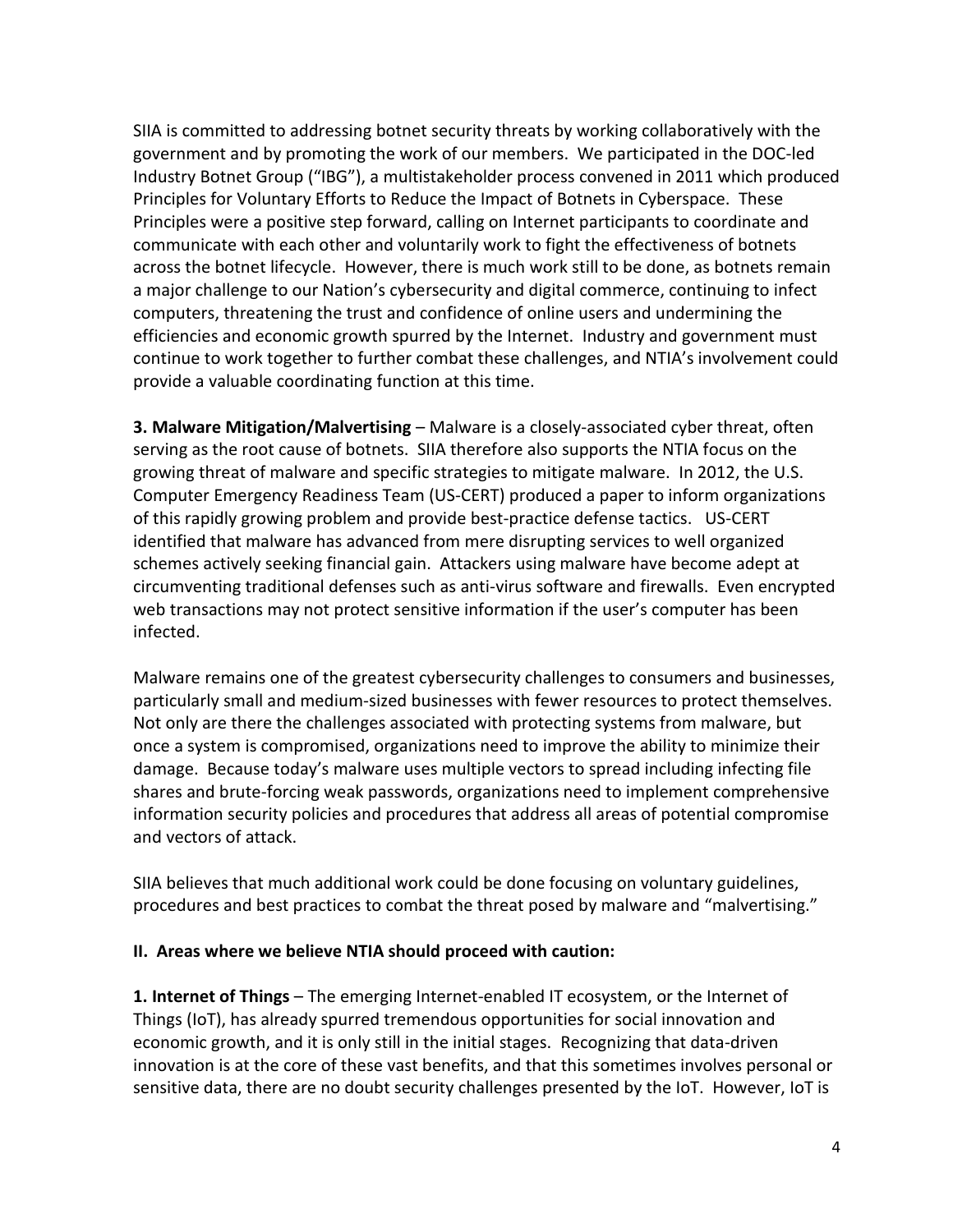SIIA is committed to addressing botnet security threats by working collaboratively with the government and by promoting the work of our members. We participated in the DOC-led Industry Botnet Group ("IBG"), a multistakeholder process convened in 2011 which produced Principles for Voluntary Efforts to Reduce the Impact of Botnets in Cyberspace. These Principles were a positive step forward, calling on Internet participants to coordinate and communicate with each other and voluntarily work to fight the effectiveness of botnets across the botnet lifecycle. However, there is much work still to be done, as botnets remain a major challenge to our Nation's cybersecurity and digital commerce, continuing to infect computers, threatening the trust and confidence of online users and undermining the efficiencies and economic growth spurred by the Internet. Industry and government must continue to work together to further combat these challenges, and NTIA's involvement could provide a valuable coordinating function at this time.

**3. Malware Mitigation/Malvertising** – Malware is a closely-associated cyber threat, often serving as the root cause of botnets. SIIA therefore also supports the NTIA focus on the growing threat of malware and specific strategies to mitigate malware. In 2012, the U.S. Computer Emergency Readiness Team (US-CERT) produced a paper to inform organizations of this rapidly growing problem and provide best-practice defense tactics. US-CERT identified that malware has advanced from mere disrupting services to well organized schemes actively seeking financial gain. Attackers using malware have become adept at circumventing traditional defenses such as anti-virus software and firewalls. Even encrypted web transactions may not protect sensitive information if the user's computer has been infected.

Malware remains one of the greatest cybersecurity challenges to consumers and businesses, particularly small and medium-sized businesses with fewer resources to protect themselves. Not only are there the challenges associated with protecting systems from malware, but once a system is compromised, organizations need to improve the ability to minimize their damage. Because today's malware uses multiple vectors to spread including infecting file shares and brute-forcing weak passwords, organizations need to implement comprehensive information security policies and procedures that address all areas of potential compromise and vectors of attack.

SIIA believes that much additional work could be done focusing on voluntary guidelines, procedures and best practices to combat the threat posed by malware and "malvertising."

**II. Areas where we believe NTIA should proceed with caution:**

**1. Internet of Things** – The emerging Internet-enabled IT ecosystem, or the Internet of Things (IoT), has already spurred tremendous opportunities for social innovation and economic growth, and it is only still in the initial stages. Recognizing that data-driven innovation is at the core of these vast benefits, and that this sometimes involves personal or sensitive data, there are no doubt security challenges presented by the IoT. However, IoT is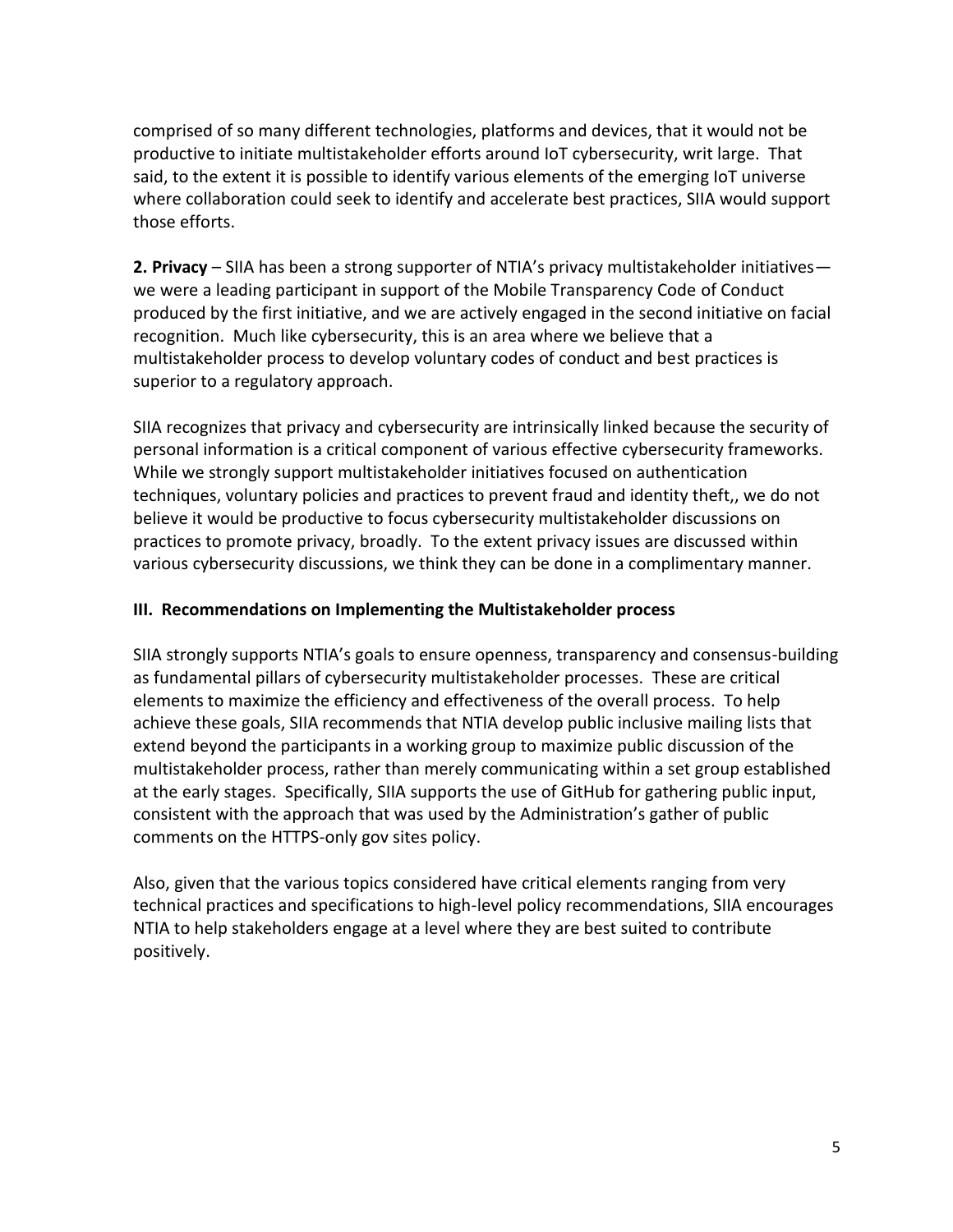comprised of so many different technologies, platforms and devices, that it would not be productive to initiate multistakeholder efforts around IoT cybersecurity, writ large. That said, to the extent it is possible to identify various elements of the emerging IoT universe where collaboration could seek to identify and accelerate best practices, SIIA would support those efforts.

**2. Privacy** – SIIA has been a strong supporter of NTIA's privacy multistakeholder initiatives—we were a leading participant in support of the Mobile Transparency Code of Conduct produced by the first initiative, and we are actively engaged in the second initiative on facial recognition. Much like cybersecurity, this is an area where we believe that a multistakeholder process to develop voluntary codes of conduct and best practices is superior to a regulatory approach.

SIIA recognizes that privacy and cybersecurity are intrinsically linked because the security of personal information is a critical component of various effective cybersecurity frameworks. While we strongly support multistakeholder initiatives focused on authentication techniques, voluntary policies and practices to prevent fraud and identity theft,, we do not believe it would be productive to focus cybersecurity multistakeholder discussions on practices to promote privacy, broadly. To the extent privacy issues are discussed within various cybersecurity discussions, we think they can be done in a complimentary manner.

## III. Recommendations on Implementing the Multistakeholder process

SIIA strongly supports NTIA's goals to ensure openness, transparency and consensus-building as fundamental pillars of cybersecurity multistakeholder processes. These are critical elements to maximize the efficiency and effectiveness of the overall process. To help achieve these goals, SIIA recommends that NTIA develop public inclusive mailing lists that extend beyond the participants in a working group to maximize public discussion of the multistakeholder process, rather than merely communicating within a set group established at the early stages. Specifically, SIIA supports the use of GitHub for gathering public input, consistent with the approach that was used by the Administration's gather of public comments on the HTTPS-only gov sites policy.

Also, given that the various topics considered have critical elements ranging from very technical practices and specifications to high-level policy recommendations, SIIA encourages NTIA to help stakeholders engage at a level where they are best suited to contribute positively.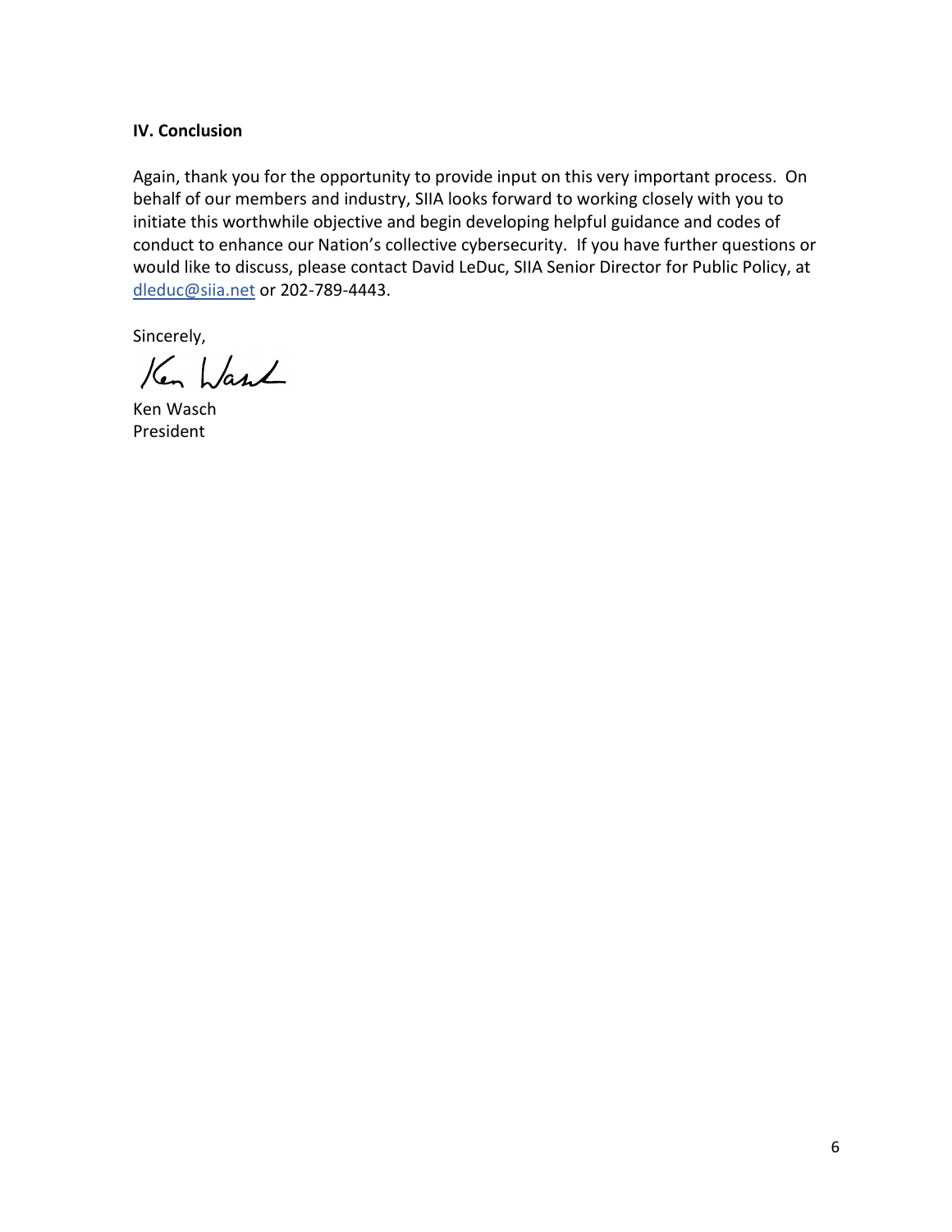**IV. Conclusion**

Again, thank you for the opportunity to provide input on this very important process. On behalf of our members and industry, SIIA looks forward to working closely with you to initiate this worthwhile objective and begin developing helpful guidance and codes of conduct to enhance our Nation's collective cybersecurity. If you have further questions or would like to discuss, please contact David LeDuc, SIIA Senior Director for Public Policy, at dleduc@siia.net or 202-789-4443.

Sincerely,

Ken Wasch
President